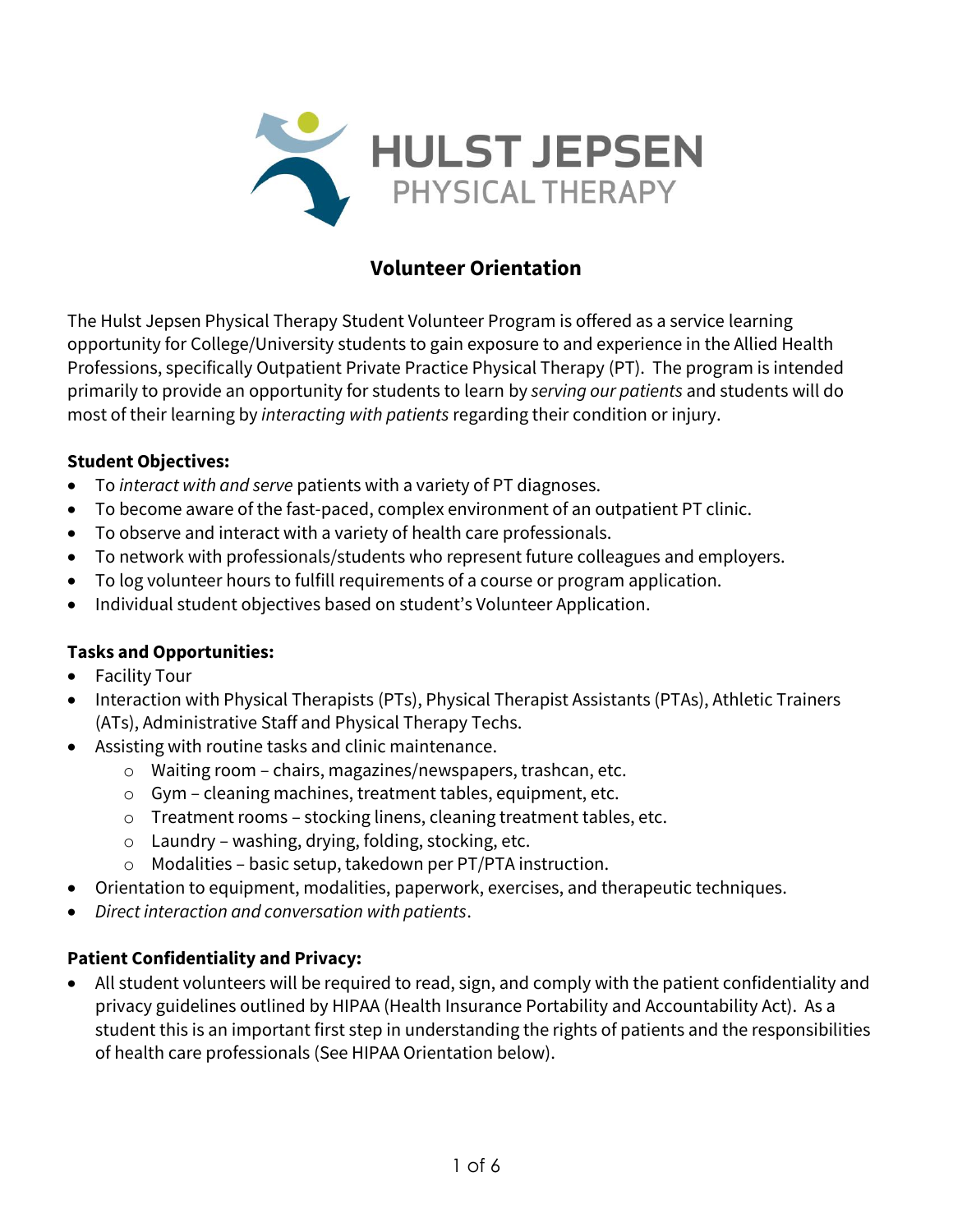HULST JEPSEN
PHYSICAL THERAPY

# Volunteer Orientation

The Hulst Jepsen Physical Therapy Student Volunteer Program is offered as a service learning opportunity for College/University students to gain exposure to and experience in the Allied Health Professions, specifically Outpatient Private Practice Physical Therapy (PT). The program is intended primarily to provide an opportunity for students to learn by *serving our patients* and students will do most of their learning by *interacting with patients* regarding their condition or injury.

**Student Objectives:**

- To *interact with and serve* patients with a variety of PT diagnoses.
- To become aware of the fast-paced, complex environment of an outpatient PT clinic.
- To observe and interact with a variety of health care professionals.
- To network with professionals/students who represent future colleagues and employers.
- To log volunteer hours to fulfill requirements of a course or program application.
- Individual student objectives based on student's Volunteer Application.

**Tasks and Opportunities:**

- Facility Tour
- Interaction with Physical Therapists (PTs), Physical Therapist Assistants (PTAs), Athletic Trainers (ATs), Administrative Staff and Physical Therapy Techs.
- Assisting with routine tasks and clinic maintenance.
  - Waiting room – chairs, magazines/newspapers, trashcan, etc.
  - Gym – cleaning machines, treatment tables, equipment, etc.
  - Treatment rooms – stocking linens, cleaning treatment tables, etc.
  - Laundry – washing, drying, folding, stocking, etc.
  - Modalities – basic setup, takedown per PT/PTA instruction.
- Orientation to equipment, modalities, paperwork, exercises, and therapeutic techniques.
- *Direct interaction and conversation with patients*.

**Patient Confidentiality and Privacy:**

- All student volunteers will be required to read, sign, and comply with the patient confidentiality and privacy guidelines outlined by HIPAA (Health Insurance Portability and Accountability Act). As a student this is an important first step in understanding the rights of patients and the responsibilities of health care professionals (See HIPAA Orientation below).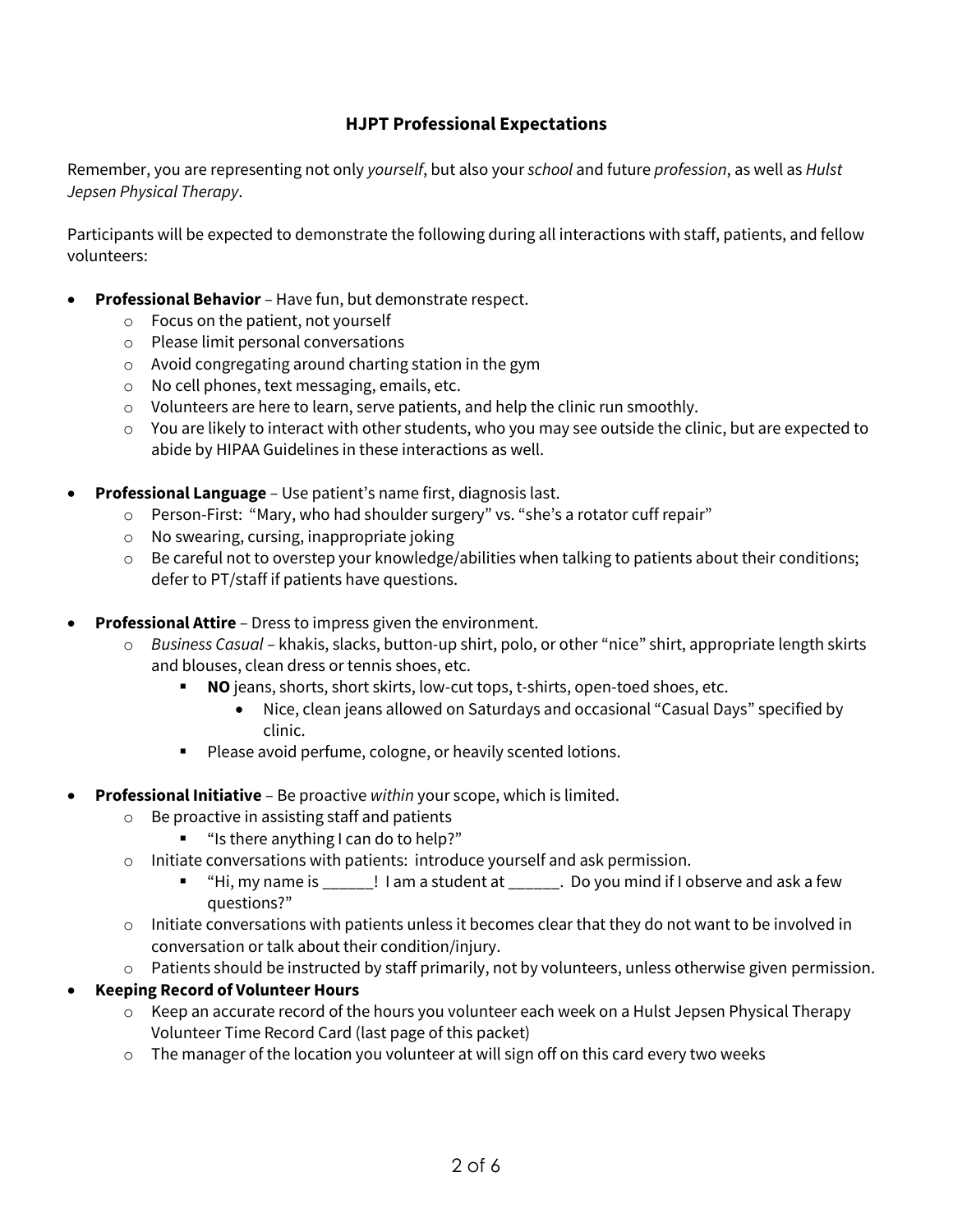## HJPT Professional Expectations

Remember, you are representing not only *yourself*, but also your *school* and future *profession*, as well as *Hulst Jepsen Physical Therapy*.

Participants will be expected to demonstrate the following during all interactions with staff, patients, and fellow volunteers:

- **Professional Behavior** – Have fun, but demonstrate respect.
  - Focus on the patient, not yourself
  - Please limit personal conversations
  - Avoid congregating around charting station in the gym
  - No cell phones, text messaging, emails, etc.
  - Volunteers are here to learn, serve patients, and help the clinic run smoothly.
  - You are likely to interact with other students, who you may see outside the clinic, but are expected to abide by HIPAA Guidelines in these interactions as well.

- **Professional Language** – Use patient's name first, diagnosis last.
  - Person-First: "Mary, who had shoulder surgery" vs. "she's a rotator cuff repair"
  - No swearing, cursing, inappropriate joking
  - Be careful not to overstep your knowledge/abilities when talking to patients about their conditions; defer to PT/staff if patients have questions.

- **Professional Attire** – Dress to impress given the environment.
  - *Business Casual* – khakis, slacks, button-up shirt, polo, or other "nice" shirt, appropriate length skirts and blouses, clean dress or tennis shoes, etc.
    - **NO** jeans, shorts, short skirts, low-cut tops, t-shirts, open-toed shoes, etc.
      - Nice, clean jeans allowed on Saturdays and occasional "Casual Days" specified by clinic.
    - Please avoid perfume, cologne, or heavily scented lotions.

- **Professional Initiative** – Be proactive *within* your scope, which is limited.
  - Be proactive in assisting staff and patients
    - "Is there anything I can do to help?"
  - Initiate conversations with patients: introduce yourself and ask permission.
    - "Hi, my name is ______! I am a student at ______. Do you mind if I observe and ask a few questions?"
  - Initiate conversations with patients unless it becomes clear that they do not want to be involved in conversation or talk about their condition/injury.
  - Patients should be instructed by staff primarily, not by volunteers, unless otherwise given permission.
- **Keeping Record of Volunteer Hours**
  - Keep an accurate record of the hours you volunteer each week on a Hulst Jepsen Physical Therapy Volunteer Time Record Card (last page of this packet)
  - The manager of the location you volunteer at will sign off on this card every two weeks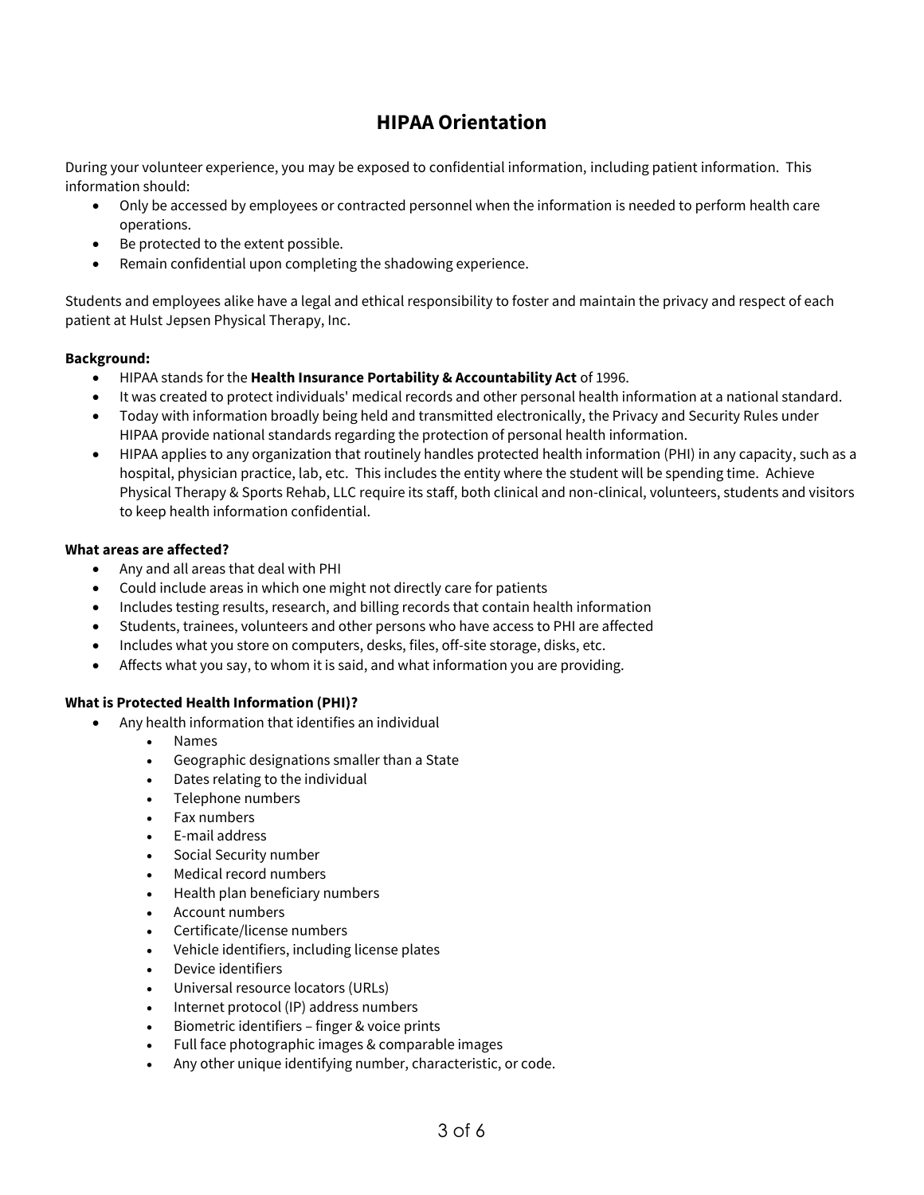# HIPAA Orientation

During your volunteer experience, you may be exposed to confidential information, including patient information. This information should:

- Only be accessed by employees or contracted personnel when the information is needed to perform health care operations.
- Be protected to the extent possible.
- Remain confidential upon completing the shadowing experience.

Students and employees alike have a legal and ethical responsibility to foster and maintain the privacy and respect of each patient at Hulst Jepsen Physical Therapy, Inc.

**Background:**

- HIPAA stands for the **Health Insurance Portability & Accountability Act** of 1996.
- It was created to protect individuals' medical records and other personal health information at a national standard.
- Today with information broadly being held and transmitted electronically, the Privacy and Security Rules under HIPAA provide national standards regarding the protection of personal health information.
- HIPAA applies to any organization that routinely handles protected health information (PHI) in any capacity, such as a hospital, physician practice, lab, etc. This includes the entity where the student will be spending time. Achieve Physical Therapy & Sports Rehab, LLC require its staff, both clinical and non-clinical, volunteers, students and visitors to keep health information confidential.

**What areas are affected?**

- Any and all areas that deal with PHI
- Could include areas in which one might not directly care for patients
- Includes testing results, research, and billing records that contain health information
- Students, trainees, volunteers and other persons who have access to PHI are affected
- Includes what you store on computers, desks, files, off-site storage, disks, etc.
- Affects what you say, to whom it is said, and what information you are providing.

**What is Protected Health Information (PHI)?**

- Any health information that identifies an individual
    - Names
    - Geographic designations smaller than a State
    - Dates relating to the individual
    - Telephone numbers
    - Fax numbers
    - E-mail address
    - Social Security number
    - Medical record numbers
    - Health plan beneficiary numbers
    - Account numbers
    - Certificate/license numbers
    - Vehicle identifiers, including license plates
    - Device identifiers
    - Universal resource locators (URLs)
    - Internet protocol (IP) address numbers
    - Biometric identifiers – finger & voice prints
    - Full face photographic images & comparable images
    - Any other unique identifying number, characteristic, or code.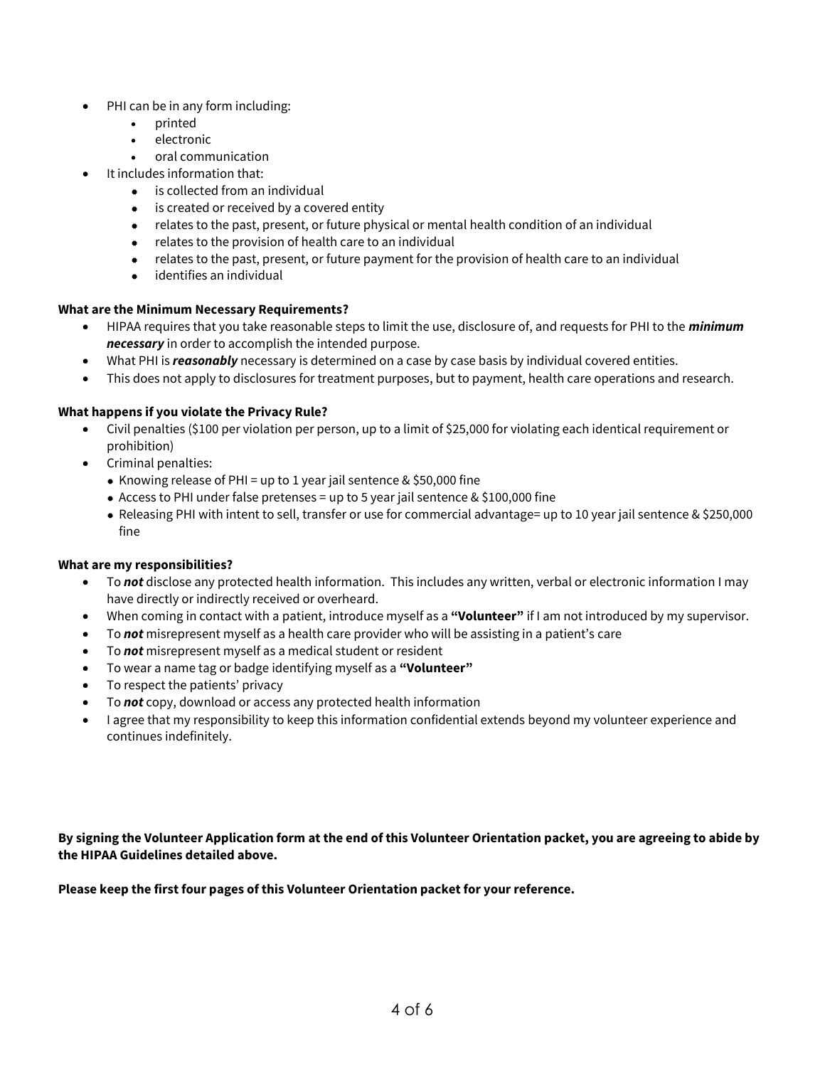- PHI can be in any form including:
  - printed
  - electronic
  - oral communication
- It includes information that:
  - is collected from an individual
  - is created or received by a covered entity
  - relates to the past, present, or future physical or mental health condition of an individual
  - relates to the provision of health care to an individual
  - relates to the past, present, or future payment for the provision of health care to an individual
  - identifies an individual

**What are the Minimum Necessary Requirements?**

- HIPAA requires that you take reasonable steps to limit the use, disclosure of, and requests for PHI to the ***minimum necessary*** in order to accomplish the intended purpose.
- What PHI is ***reasonably*** necessary is determined on a case by case basis by individual covered entities.
- This does not apply to disclosures for treatment purposes, but to payment, health care operations and research.

**What happens if you violate the Privacy Rule?**

- Civil penalties ($100 per violation per person, up to a limit of $25,000 for violating each identical requirement or prohibition)
- Criminal penalties:
  - Knowing release of PHI = up to 1 year jail sentence & $50,000 fine
  - Access to PHI under false pretenses = up to 5 year jail sentence & $100,000 fine
  - Releasing PHI with intent to sell, transfer or use for commercial advantage= up to 10 year jail sentence & $250,000 fine

**What are my responsibilities?**

- To ***not*** disclose any protected health information. This includes any written, verbal or electronic information I may have directly or indirectly received or overheard.
- When coming in contact with a patient, introduce myself as a **"Volunteer"** if I am not introduced by my supervisor.
- To ***not*** misrepresent myself as a health care provider who will be assisting in a patient's care
- To ***not*** misrepresent myself as a medical student or resident
- To wear a name tag or badge identifying myself as a **"Volunteer"**
- To respect the patients' privacy
- To ***not*** copy, download or access any protected health information
- I agree that my responsibility to keep this information confidential extends beyond my volunteer experience and continues indefinitely.

**By signing the Volunteer Application form at the end of this Volunteer Orientation packet, you are agreeing to abide by the HIPAA Guidelines detailed above.**

**Please keep the first four pages of this Volunteer Orientation packet for your reference.**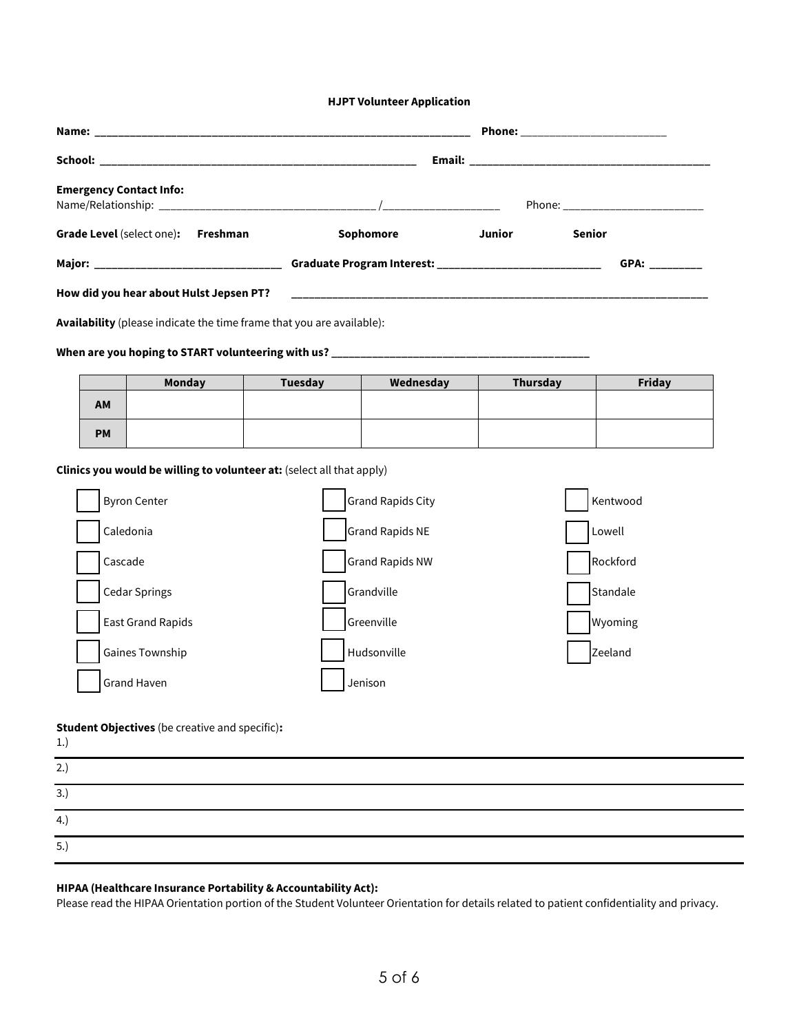**HJPT Volunteer Application**

**Name:** ______________________________________________________________ **Phone:** ________________________

**School:** ______________________________________________________ **Email:** ________________________________________

**Emergency Contact Info:**
Name/Relationship: ___________________________________/___________________ Phone: ________________________

**Grade Level** (select one)**:** **Freshman** **Sophomore** **Junior** **Senior**

**Major:** _______________________________ **Graduate Program Interest:** ___________________________ **GPA:** _________

**How did you hear about Hulst Jepsen PT?** _____________________________________________________________________

**Availability** (please indicate the time frame that you are available):

**When are you hoping to START volunteering with us?** ____________________________________________

| | Monday | Tuesday | Wednesday | Thursday | Friday |
|---|---|---|---|---|---|
| **AM** | | | | | |
| **PM** | | | | | |

**Clinics you would be willing to volunteer at:** (select all that apply)

- ☐ Byron Center
- ☐ Caledonia
- ☐ Cascade
- ☐ Cedar Springs
- ☐ East Grand Rapids
- ☐ Gaines Township
- ☐ Grand Haven
- ☐ Grand Rapids City
- ☐ Grand Rapids NE
- ☐ Grand Rapids NW
- ☐ Grandville
- ☐ Greenville
- ☐ Hudsonville
- ☐ Jenison
- ☐ Kentwood
- ☐ Lowell
- ☐ Rockford
- ☐ Standale
- ☐ Wyoming
- ☐ Zeeland

**Student Objectives** (be creative and specific)**:**

1.) ______________________________________________________________________

2.) ______________________________________________________________________

3.) ______________________________________________________________________

4.) ______________________________________________________________________

5.) ______________________________________________________________________

**HIPAA (Healthcare Insurance Portability & Accountability Act):**
Please read the HIPAA Orientation portion of the Student Volunteer Orientation for details related to patient confidentiality and privacy.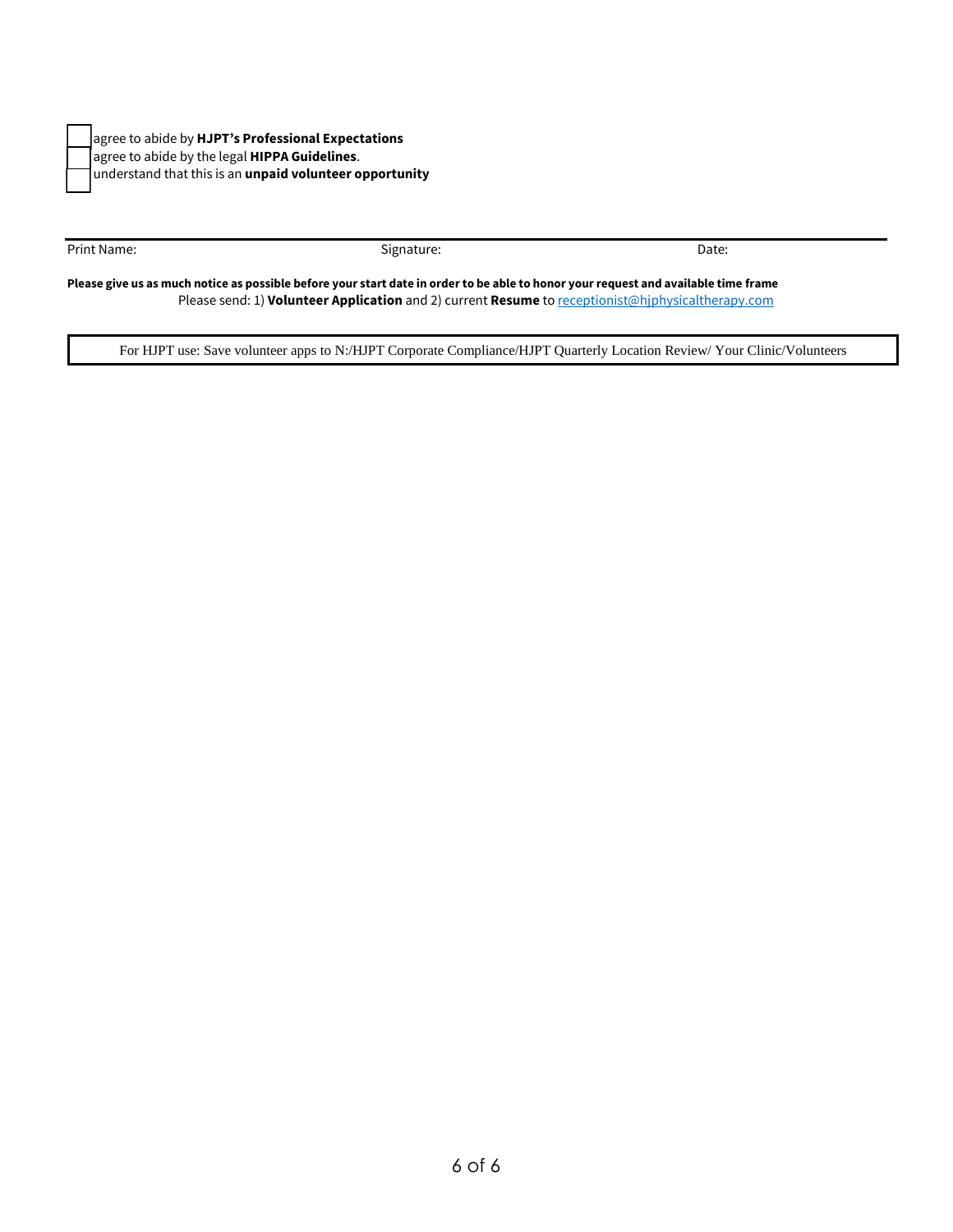- [ ] agree to abide by **HJPT's Professional Expectations**
- [ ] agree to abide by the legal **HIPPA Guidelines**.
- [ ] understand that this is an **unpaid volunteer opportunity**

| Print Name: | Signature: | Date: |
|---|---|---|

**Please give us as much notice as possible before your start date in order to be able to honor your request and available time frame**

Please send: 1) **Volunteer Application** and 2) current **Resume** to receptionist@hjphysicaltherapy.com

For HJPT use: Save volunteer apps to N:/HJPT Corporate Compliance/HJPT Quarterly Location Review/ Your Clinic/Volunteers